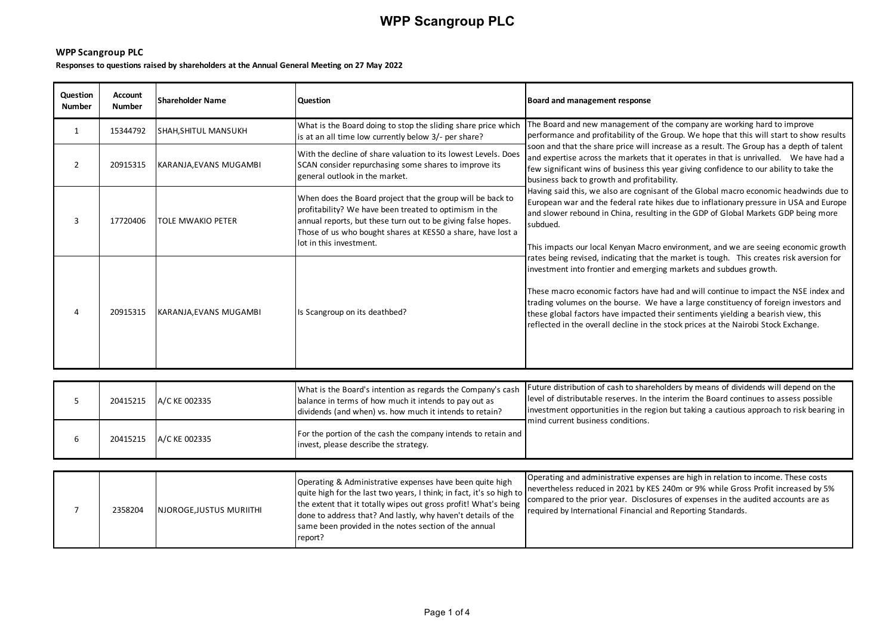# WPP Scangroup PLC

**WPP Scangroup PLC**

**Responses to questions raised by shareholders at the Annual General Meeting on 27 May 2022**

| Question Number | Account Number | Shareholder Name | Question | Board and management response |
|---|---|---|---|---|
| 1 | 15344792 | SHAH,SHITUL MANSUKH | What is the Board doing to stop the sliding share price which is at an all time low currently below 3/- per share? | The Board and new management of the company are working hard to improve performance and profitability of the Group. We hope that this will start to show results soon and that the share price will increase as a result. The Group has a depth of talent and expertise across the markets that it operates in that is unrivalled. We have had a few significant wins of business this year giving confidence to our ability to take the business back to growth and profitability.<br>Having said this, we also are cognisant of the Global macro economic headwinds due to European war and the federal rate hikes due to inflationary pressure in USA and Europe and slower rebound in China, resulting in the GDP of Global Markets GDP being more subdued.<br><br>This impacts our local Kenyan Macro environment, and we are seeing economic growth rates being revised, indicating that the market is tough. This creates risk aversion for investment into frontier and emerging markets and subdues growth.<br><br>These macro economic factors have had and will continue to impact the NSE index and trading volumes on the bourse. We have a large constituency of foreign investors and these global factors have impacted their sentiments yielding a bearish view, this reflected in the overall decline in the stock prices at the Nairobi Stock Exchange. |
| 2 | 20915315 | KARANJA,EVANS MUGAMBI | With the decline of share valuation to its lowest Levels. Does SCAN consider repurchasing some shares to improve its general outlook in the market. | |
| 3 | 17720406 | TOLE MWAKIO PETER | When does the Board project that the group will be back to profitability? We have been treated to optimism in the annual reports, but these turn out to be giving false hopes. Those of us who bought shares at KES50 a share, have lost a lot in this investment. | |
| 4 | 20915315 | KARANJA,EVANS MUGAMBI | Is Scangroup on its deathbed? | |
| 5 | 20415215 | A/C KE 002335 | What is the Board's intention as regards the Company's cash balance in terms of how much it intends to pay out as dividends (and when) vs. how much it intends to retain? | Future distribution of cash to shareholders by means of dividends will depend on the level of distributable reserves. In the interim the Board continues to assess possible investment opportunities in the region but taking a cautious approach to risk bearing in mind current business conditions. |
| 6 | 20415215 | A/C KE 002335 | For the portion of the cash the company intends to retain and invest, please describe the strategy. | |
| 7 | 2358204 | NJOROGE,JUSTUS MURIITHI | Operating & Administrative expenses have been quite high quite high for the last two years, I think; in fact, it's so high to the extent that it totally wipes out gross profit! What's being done to address that? And lastly, why haven't details of the same been provided in the notes section of the annual report? | Operating and administrative expenses are high in relation to income. These costs nevertheless reduced in 2021 by KES 240m or 9% while Gross Profit increased by 5% compared to the prior year. Disclosures of expenses in the audited accounts are as required by International Financial and Reporting Standards. |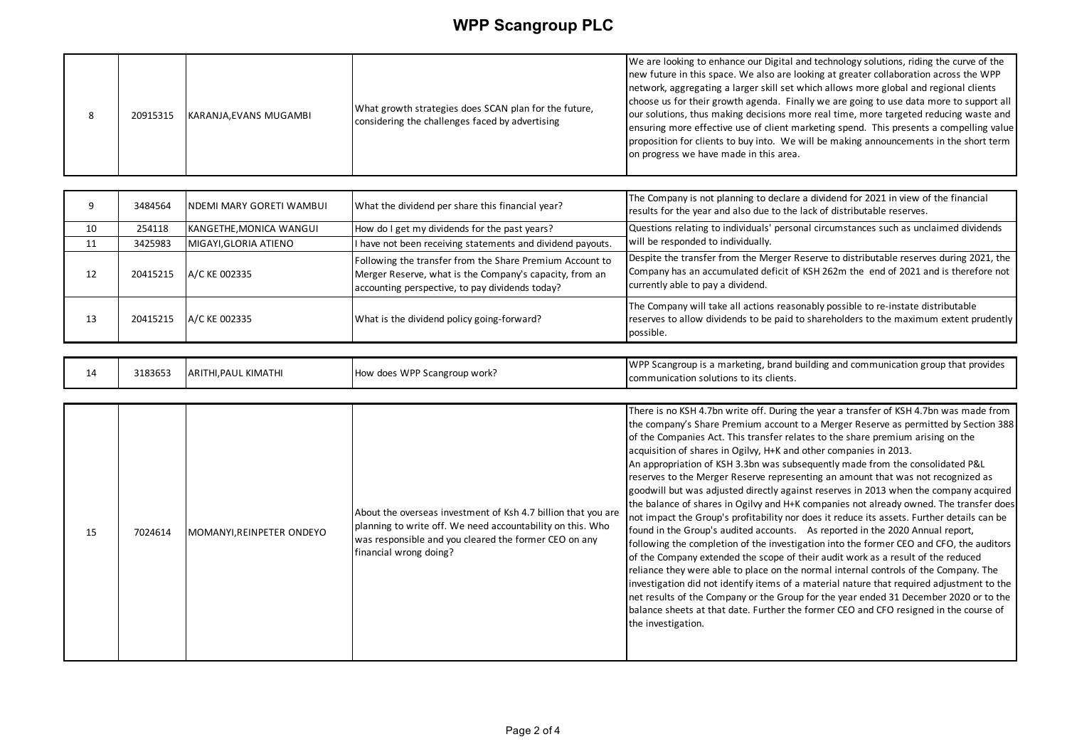# WPP Scangroup PLC

| | | | | |
|---|---|---|---|---|
| 8 | 20915315 | KARANJA,EVANS MUGAMBI | What growth strategies does SCAN plan for the future, considering the challenges faced by advertising | We are looking to enhance our Digital and technology solutions, riding the curve of the new future in this space. We also are looking at greater collaboration across the WPP network, aggregating a larger skill set which allows more global and regional clients choose us for their growth agenda. Finally we are going to use data more to support all our solutions, thus making decisions more real time, more targeted reducing waste and ensuring more effective use of client marketing spend. This presents a compelling value proposition for clients to buy into. We will be making announcements in the short term on progress we have made in this area. |
| 9 | 3484564 | NDEMI MARY GORETI WAMBUI | What the dividend per share this financial year? | The Company is not planning to declare a dividend for 2021 in view of the financial results for the year and also due to the lack of distributable reserves. |
| 10 | 254118 | KANGETHE,MONICA WANGUI | How do I get my dividends for the past years? | Questions relating to individuals' personal circumstances such as unclaimed dividends will be responded to individually. |
| 11 | 3425983 | MIGAYI,GLORIA ATIENO | I have not been receiving statements and dividend payouts. | |
| 12 | 20415215 | A/C KE 002335 | Following the transfer from the Share Premium Account to Merger Reserve, what is the Company's capacity, from an accounting perspective, to pay dividends today? | Despite the transfer from the Merger Reserve to distributable reserves during 2021, the Company has an accumulated deficit of KSH 262m the end of 2021 and is therefore not currently able to pay a dividend. |
| 13 | 20415215 | A/C KE 002335 | What is the dividend policy going-forward? | The Company will take all actions reasonably possible to re-instate distributable reserves to allow dividends to be paid to shareholders to the maximum extent prudently possible. |
| 14 | 3183653 | ARITHI,PAUL KIMATHI | How does WPP Scangroup work? | WPP Scangroup is a marketing, brand building and communication group that provides communication solutions to its clients. |
| 15 | 7024614 | MOMANYI,REINPETER ONDEYO | About the overseas investment of Ksh 4.7 billion that you are planning to write off. We need accountability on this. Who was responsible and you cleared the former CEO on any financial wrong doing? | There is no KSH 4.7bn write off. During the year a transfer of KSH 4.7bn was made from the company's Share Premium account to a Merger Reserve as permitted by Section 388 of the Companies Act. This transfer relates to the share premium arising on the acquisition of shares in Ogilvy, H+K and other companies in 2013.<br>An appropriation of KSH 3.3bn was subsequently made from the consolidated P&L reserves to the Merger Reserve representing an amount that was not recognized as goodwill but was adjusted directly against reserves in 2013 when the company acquired the balance of shares in Ogilvy and H+K companies not already owned. The transfer does not impact the Group's profitability nor does it reduce its assets. Further details can be found in the Group's audited accounts. As reported in the 2020 Annual report, following the completion of the investigation into the former CEO and CFO, the auditors of the Company extended the scope of their audit work as a result of the reduced reliance they were able to place on the normal internal controls of the Company. The investigation did not identify items of a material nature that required adjustment to the net results of the Company or the Group for the year ended 31 December 2020 or to the balance sheets at that date. Further the former CEO and CFO resigned in the course of the investigation. |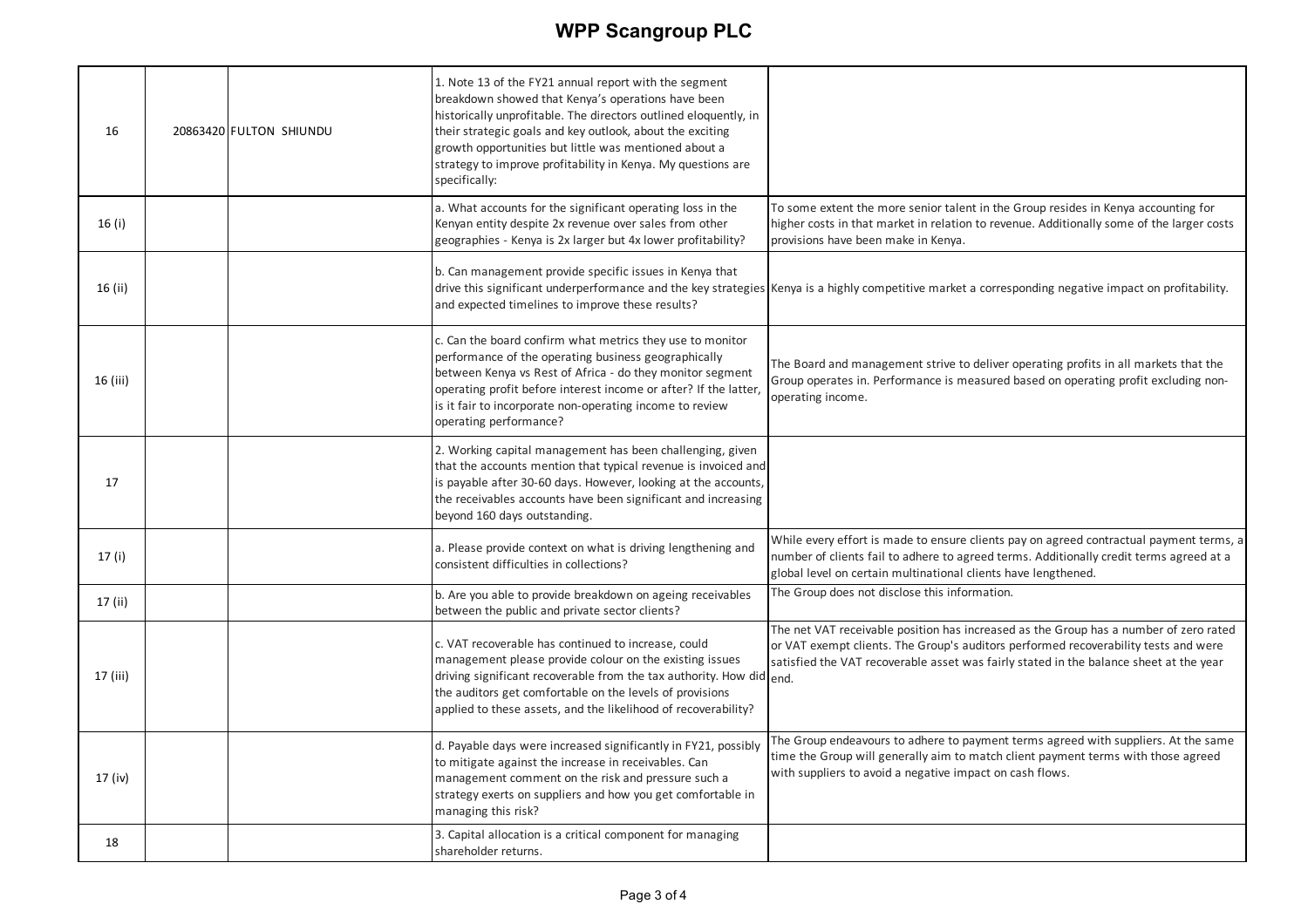# WPP Scangroup PLC

| | | | | |
|---|---|---|---|---|
| 16 | 20863420 | FULTON SHIUNDU | 1. Note 13 of the FY21 annual report with the segment breakdown showed that Kenya's operations have been historically unprofitable. The directors outlined eloquently, in their strategic goals and key outlook, about the exciting growth opportunities but little was mentioned about a strategy to improve profitability in Kenya. My questions are specifically: | |
| 16 (i) | | | a. What accounts for the significant operating loss in the Kenyan entity despite 2x revenue over sales from other geographies - Kenya is 2x larger but 4x lower profitability? | To some extent the more senior talent in the Group resides in Kenya accounting for higher costs in that market in relation to revenue. Additionally some of the larger costs provisions have been make in Kenya. |
| 16 (ii) | | | b. Can management provide specific issues in Kenya that drive this significant underperformance and the key strategies and expected timelines to improve these results? | Kenya is a highly competitive market a corresponding negative impact on profitability. |
| 16 (iii) | | | c. Can the board confirm what metrics they use to monitor performance of the operating business geographically between Kenya vs Rest of Africa - do they monitor segment operating profit before interest income or after? If the latter, is it fair to incorporate non-operating income to review operating performance? | The Board and management strive to deliver operating profits in all markets that the Group operates in. Performance is measured based on operating profit excluding non-operating income. |
| 17 | | | 2. Working capital management has been challenging, given that the accounts mention that typical revenue is invoiced and is payable after 30-60 days. However, looking at the accounts, the receivables accounts have been significant and increasing beyond 160 days outstanding. | |
| 17 (i) | | | a. Please provide context on what is driving lengthening and consistent difficulties in collections? | While every effort is made to ensure clients pay on agreed contractual payment terms, a number of clients fail to adhere to agreed terms. Additionally credit terms agreed at a global level on certain multinational clients have lengthened. |
| 17 (ii) | | | b. Are you able to provide breakdown on ageing receivables between the public and private sector clients? | The Group does not disclose this information. |
| 17 (iii) | | | c. VAT recoverable has continued to increase, could management please provide colour on the existing issues driving significant recoverable from the tax authority. How did the auditors get comfortable on the levels of provisions applied to these assets, and the likelihood of recoverability? | The net VAT receivable position has increased as the Group has a number of zero rated or VAT exempt clients. The Group's auditors performed recoverability tests and were satisfied the VAT recoverable asset was fairly stated in the balance sheet at the year end. |
| 17 (iv) | | | d. Payable days were increased significantly in FY21, possibly to mitigate against the increase in receivables. Can management comment on the risk and pressure such a strategy exerts on suppliers and how you get comfortable in managing this risk? | The Group endeavours to adhere to payment terms agreed with suppliers. At the same time the Group will generally aim to match client payment terms with those agreed with suppliers to avoid a negative impact on cash flows. |
| 18 | | | 3. Capital allocation is a critical component for managing shareholder returns. | |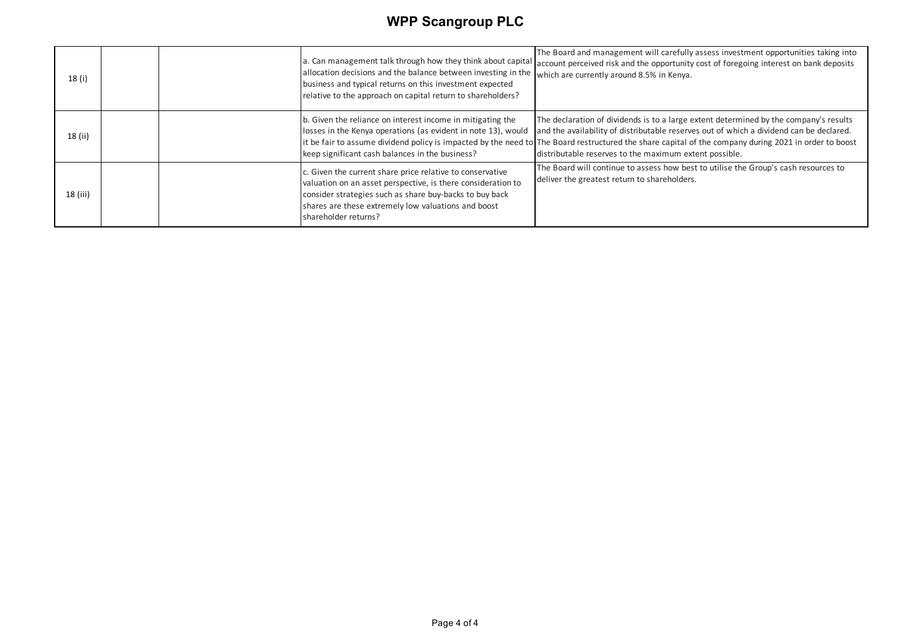| | | | | |
|---|---|---|---|---|
| 18 (i) | | | a. Can management talk through how they think about capital allocation decisions and the balance between investing in the business and typical returns on this investment expected relative to the approach on capital return to shareholders? | The Board and management will carefully assess investment opportunities taking into account perceived risk and the opportunity cost of foregoing interest on bank deposits which are currently around 8.5% in Kenya. |
| 18 (ii) | | | b. Given the reliance on interest income in mitigating the losses in the Kenya operations (as evident in note 13), would it be fair to assume dividend policy is impacted by the need to keep significant cash balances in the business? | The declaration of dividends is to a large extent determined by the company's results and the availability of distributable reserves out of which a dividend can be declared. The Board restructured the share capital of the company during 2021 in order to boost distributable reserves to the maximum extent possible. |
| 18 (iii) | | | c. Given the current share price relative to conservative valuation on an asset perspective, is there consideration to consider strategies such as share buy-backs to buy back shares are these extremely low valuations and boost shareholder returns? | The Board will continue to assess how best to utilise the Group's cash resources to deliver the greatest return to shareholders. |